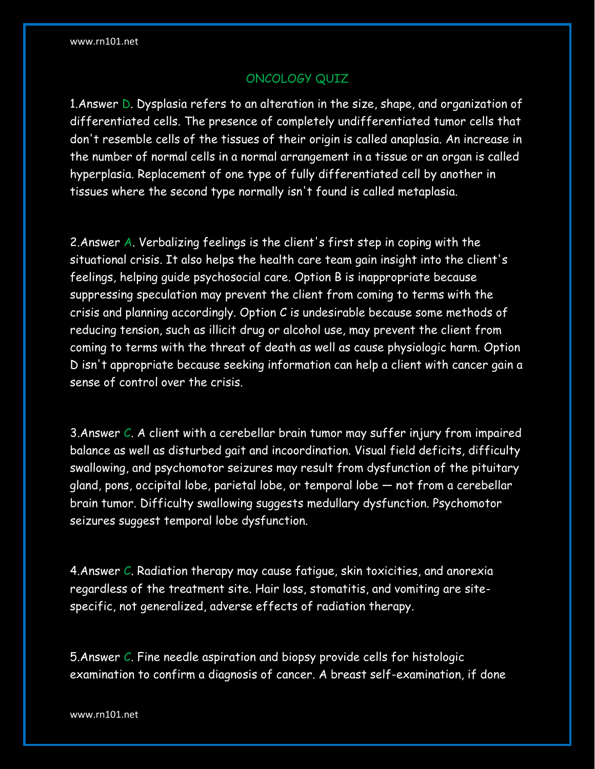# ONCOLOGY QUIZ

1.Answer D. Dysplasia refers to an alteration in the size, shape, and organization of differentiated cells. The presence of completely undifferentiated tumor cells that don't resemble cells of the tissues of their origin is called anaplasia. An increase in the number of normal cells in a normal arrangement in a tissue or an organ is called hyperplasia. Replacement of one type of fully differentiated cell by another in tissues where the second type normally isn't found is called metaplasia.

2.Answer A. Verbalizing feelings is the client's first step in coping with the situational crisis. It also helps the health care team gain insight into the client's feelings, helping guide psychosocial care. Option B is inappropriate because suppressing speculation may prevent the client from coming to terms with the crisis and planning accordingly. Option C is undesirable because some methods of reducing tension, such as illicit drug or alcohol use, may prevent the client from coming to terms with the threat of death as well as cause physiologic harm. Option D isn't appropriate because seeking information can help a client with cancer gain a sense of control over the crisis.

3.Answer C. A client with a cerebellar brain tumor may suffer injury from impaired balance as well as disturbed gait and incoordination. Visual field deficits, difficulty swallowing, and psychomotor seizures may result from dysfunction of the pituitary gland, pons, occipital lobe, parietal lobe, or temporal lobe — not from a cerebellar brain tumor. Difficulty swallowing suggests medullary dysfunction. Psychomotor seizures suggest temporal lobe dysfunction.

4.Answer C. Radiation therapy may cause fatigue, skin toxicities, and anorexia regardless of the treatment site. Hair loss, stomatitis, and vomiting are site-specific, not generalized, adverse effects of radiation therapy.

5.Answer C. Fine needle aspiration and biopsy provide cells for histologic examination to confirm a diagnosis of cancer. A breast self-examination, if done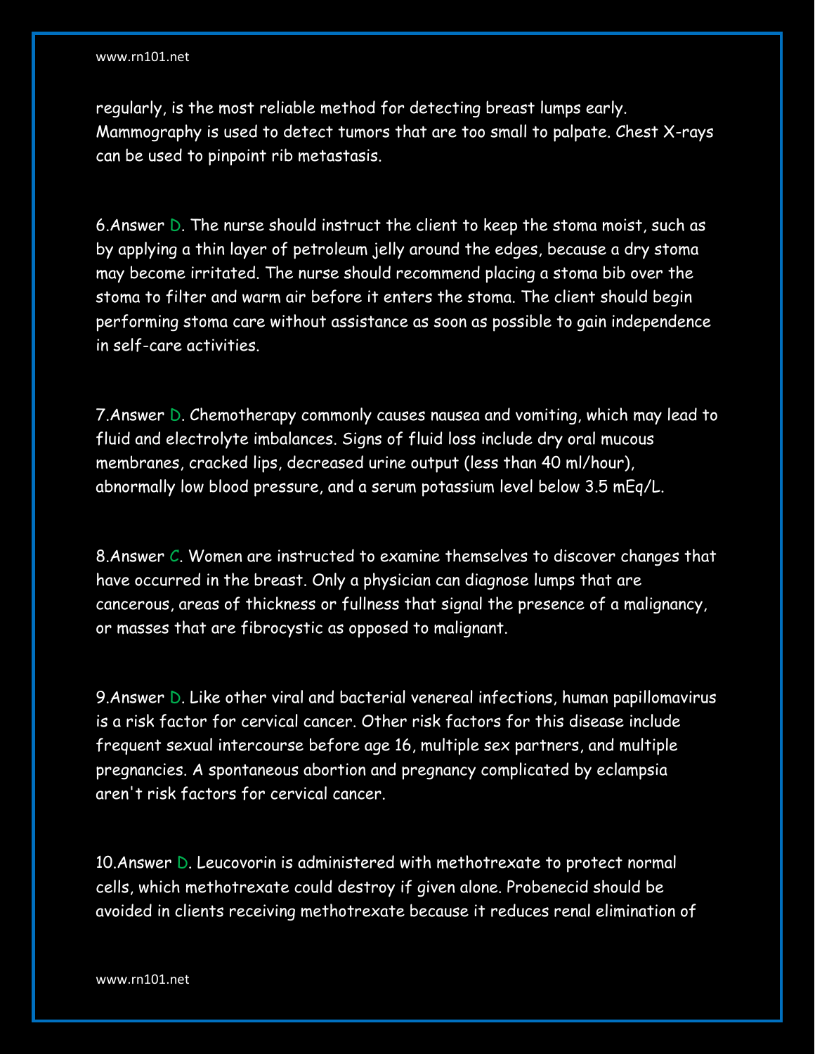regularly, is the most reliable method for detecting breast lumps early. Mammography is used to detect tumors that are too small to palpate. Chest X-rays can be used to pinpoint rib metastasis.

6.Answer D. The nurse should instruct the client to keep the stoma moist, such as by applying a thin layer of petroleum jelly around the edges, because a dry stoma may become irritated. The nurse should recommend placing a stoma bib over the stoma to filter and warm air before it enters the stoma. The client should begin performing stoma care without assistance as soon as possible to gain independence in self-care activities.

7.Answer D. Chemotherapy commonly causes nausea and vomiting, which may lead to fluid and electrolyte imbalances. Signs of fluid loss include dry oral mucous membranes, cracked lips, decreased urine output (less than 40 ml/hour), abnormally low blood pressure, and a serum potassium level below 3.5 mEq/L.

8.Answer C. Women are instructed to examine themselves to discover changes that have occurred in the breast. Only a physician can diagnose lumps that are cancerous, areas of thickness or fullness that signal the presence of a malignancy, or masses that are fibrocystic as opposed to malignant.

9.Answer D. Like other viral and bacterial venereal infections, human papillomavirus is a risk factor for cervical cancer. Other risk factors for this disease include frequent sexual intercourse before age 16, multiple sex partners, and multiple pregnancies. A spontaneous abortion and pregnancy complicated by eclampsia aren't risk factors for cervical cancer.

10.Answer D. Leucovorin is administered with methotrexate to protect normal cells, which methotrexate could destroy if given alone. Probenecid should be avoided in clients receiving methotrexate because it reduces renal elimination of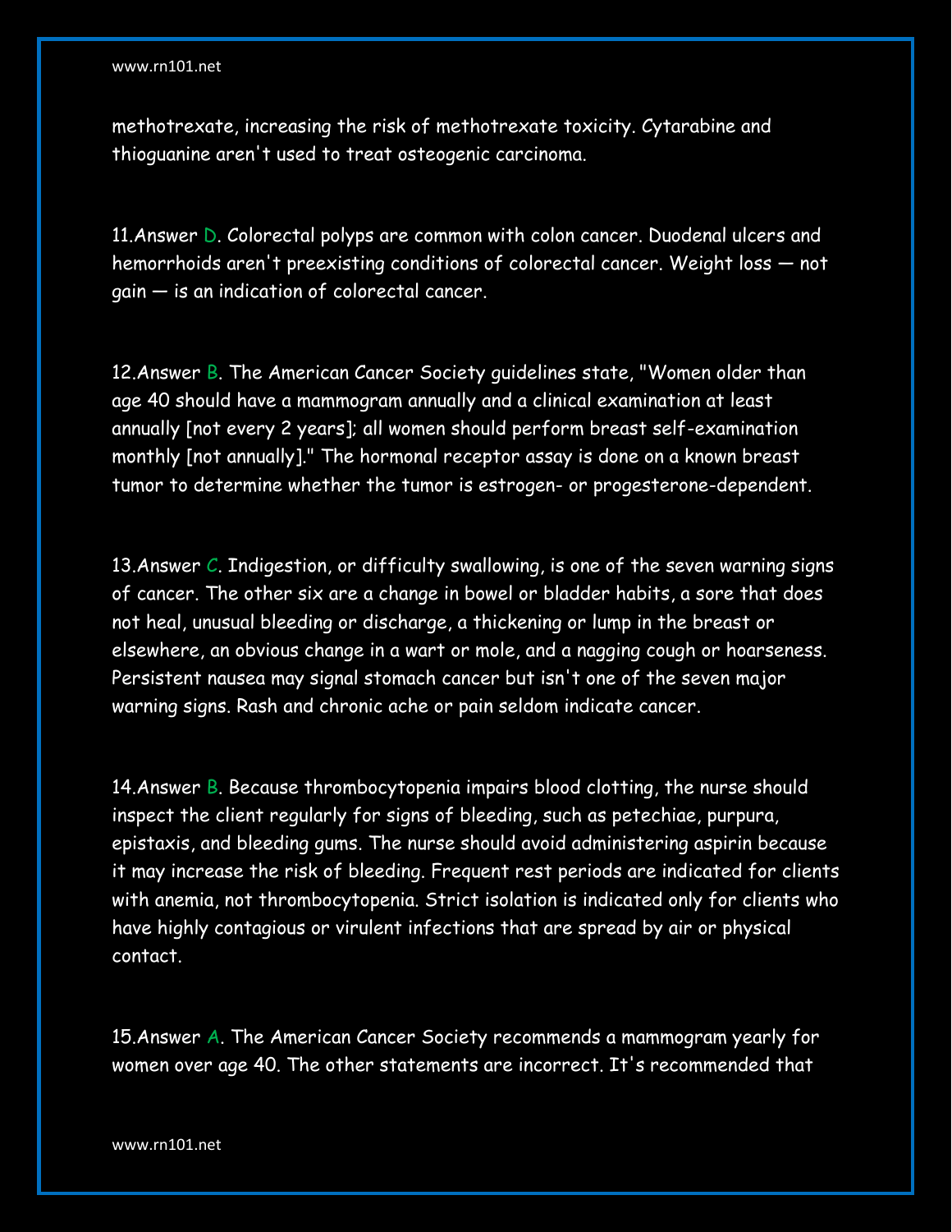methotrexate, increasing the risk of methotrexate toxicity. Cytarabine and thioguanine aren't used to treat osteogenic carcinoma.

11.Answer D. Colorectal polyps are common with colon cancer. Duodenal ulcers and hemorrhoids aren't preexisting conditions of colorectal cancer. Weight loss — not gain — is an indication of colorectal cancer.

12.Answer B. The American Cancer Society guidelines state, "Women older than age 40 should have a mammogram annually and a clinical examination at least annually [not every 2 years]; all women should perform breast self-examination monthly [not annually]." The hormonal receptor assay is done on a known breast tumor to determine whether the tumor is estrogen- or progesterone-dependent.

13.Answer C. Indigestion, or difficulty swallowing, is one of the seven warning signs of cancer. The other six are a change in bowel or bladder habits, a sore that does not heal, unusual bleeding or discharge, a thickening or lump in the breast or elsewhere, an obvious change in a wart or mole, and a nagging cough or hoarseness. Persistent nausea may signal stomach cancer but isn't one of the seven major warning signs. Rash and chronic ache or pain seldom indicate cancer.

14.Answer B. Because thrombocytopenia impairs blood clotting, the nurse should inspect the client regularly for signs of bleeding, such as petechiae, purpura, epistaxis, and bleeding gums. The nurse should avoid administering aspirin because it may increase the risk of bleeding. Frequent rest periods are indicated for clients with anemia, not thrombocytopenia. Strict isolation is indicated only for clients who have highly contagious or virulent infections that are spread by air or physical contact.

15.Answer A. The American Cancer Society recommends a mammogram yearly for women over age 40. The other statements are incorrect. It's recommended that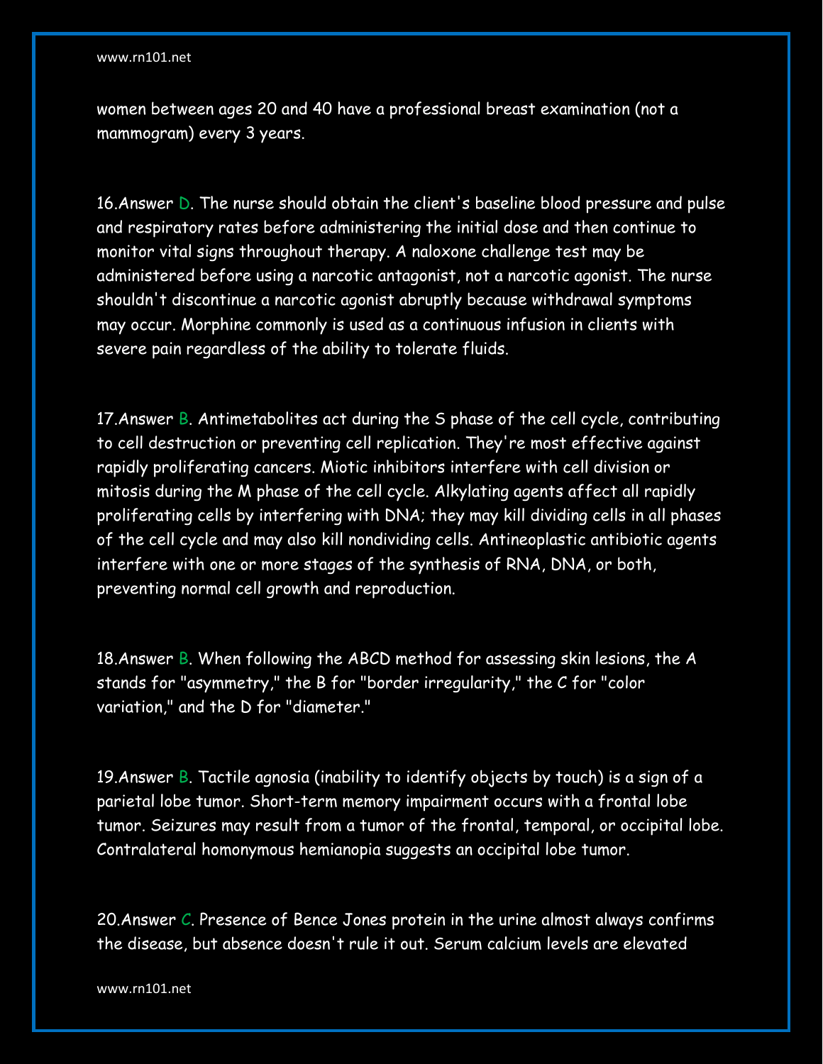women between ages 20 and 40 have a professional breast examination (not a mammogram) every 3 years.

16.Answer D. The nurse should obtain the client's baseline blood pressure and pulse and respiratory rates before administering the initial dose and then continue to monitor vital signs throughout therapy. A naloxone challenge test may be administered before using a narcotic antagonist, not a narcotic agonist. The nurse shouldn't discontinue a narcotic agonist abruptly because withdrawal symptoms may occur. Morphine commonly is used as a continuous infusion in clients with severe pain regardless of the ability to tolerate fluids.

17.Answer B. Antimetabolites act during the S phase of the cell cycle, contributing to cell destruction or preventing cell replication. They're most effective against rapidly proliferating cancers. Miotic inhibitors interfere with cell division or mitosis during the M phase of the cell cycle. Alkylating agents affect all rapidly proliferating cells by interfering with DNA; they may kill dividing cells in all phases of the cell cycle and may also kill nondividing cells. Antineoplastic antibiotic agents interfere with one or more stages of the synthesis of RNA, DNA, or both, preventing normal cell growth and reproduction.

18.Answer B. When following the ABCD method for assessing skin lesions, the A stands for "asymmetry," the B for "border irregularity," the C for "color variation," and the D for "diameter."

19.Answer B. Tactile agnosia (inability to identify objects by touch) is a sign of a parietal lobe tumor. Short-term memory impairment occurs with a frontal lobe tumor. Seizures may result from a tumor of the frontal, temporal, or occipital lobe. Contralateral homonymous hemianopia suggests an occipital lobe tumor.

20.Answer C. Presence of Bence Jones protein in the urine almost always confirms the disease, but absence doesn't rule it out. Serum calcium levels are elevated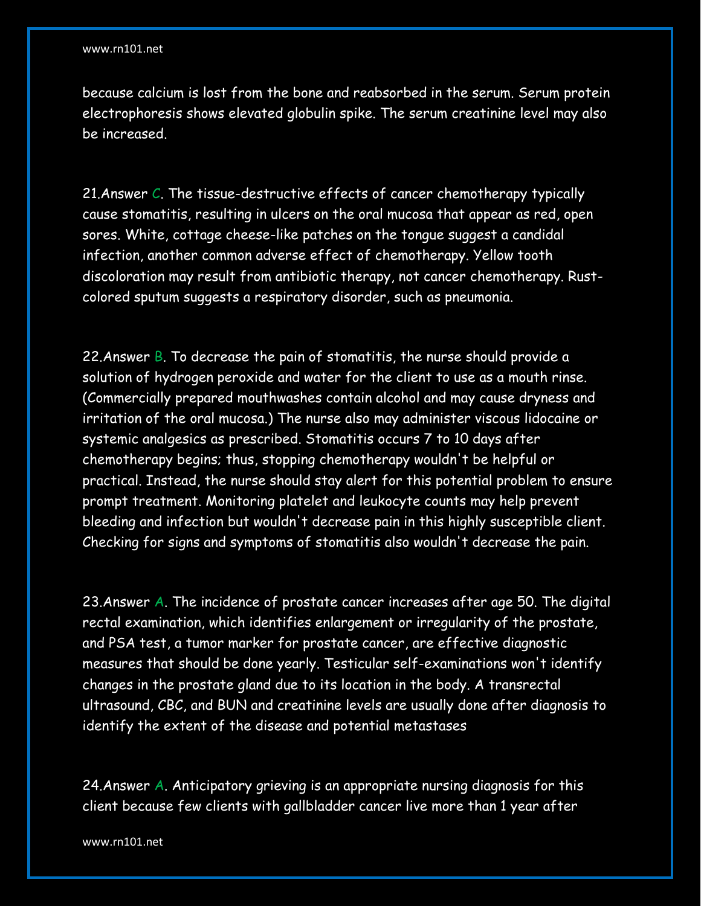because calcium is lost from the bone and reabsorbed in the serum. Serum protein electrophoresis shows elevated globulin spike. The serum creatinine level may also be increased.

21.Answer C. The tissue-destructive effects of cancer chemotherapy typically cause stomatitis, resulting in ulcers on the oral mucosa that appear as red, open sores. White, cottage cheese-like patches on the tongue suggest a candidal infection, another common adverse effect of chemotherapy. Yellow tooth discoloration may result from antibiotic therapy, not cancer chemotherapy. Rust-colored sputum suggests a respiratory disorder, such as pneumonia.

22.Answer B. To decrease the pain of stomatitis, the nurse should provide a solution of hydrogen peroxide and water for the client to use as a mouth rinse. (Commercially prepared mouthwashes contain alcohol and may cause dryness and irritation of the oral mucosa.) The nurse also may administer viscous lidocaine or systemic analgesics as prescribed. Stomatitis occurs 7 to 10 days after chemotherapy begins; thus, stopping chemotherapy wouldn't be helpful or practical. Instead, the nurse should stay alert for this potential problem to ensure prompt treatment. Monitoring platelet and leukocyte counts may help prevent bleeding and infection but wouldn't decrease pain in this highly susceptible client. Checking for signs and symptoms of stomatitis also wouldn't decrease the pain.

23.Answer A. The incidence of prostate cancer increases after age 50. The digital rectal examination, which identifies enlargement or irregularity of the prostate, and PSA test, a tumor marker for prostate cancer, are effective diagnostic measures that should be done yearly. Testicular self-examinations won't identify changes in the prostate gland due to its location in the body. A transrectal ultrasound, CBC, and BUN and creatinine levels are usually done after diagnosis to identify the extent of the disease and potential metastases

24.Answer A. Anticipatory grieving is an appropriate nursing diagnosis for this client because few clients with gallbladder cancer live more than 1 year after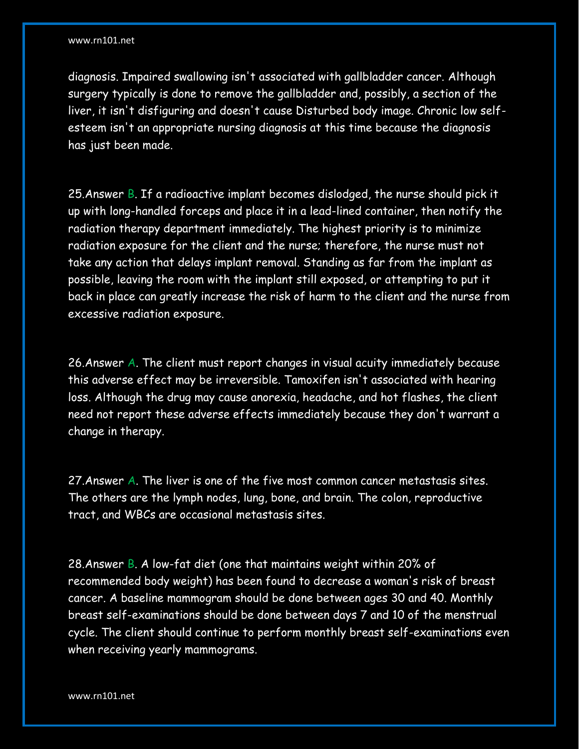diagnosis. Impaired swallowing isn't associated with gallbladder cancer. Although surgery typically is done to remove the gallbladder and, possibly, a section of the liver, it isn't disfiguring and doesn't cause Disturbed body image. Chronic low self-esteem isn't an appropriate nursing diagnosis at this time because the diagnosis has just been made.

25.Answer B. If a radioactive implant becomes dislodged, the nurse should pick it up with long-handled forceps and place it in a lead-lined container, then notify the radiation therapy department immediately. The highest priority is to minimize radiation exposure for the client and the nurse; therefore, the nurse must not take any action that delays implant removal. Standing as far from the implant as possible, leaving the room with the implant still exposed, or attempting to put it back in place can greatly increase the risk of harm to the client and the nurse from excessive radiation exposure.

26.Answer A. The client must report changes in visual acuity immediately because this adverse effect may be irreversible. Tamoxifen isn't associated with hearing loss. Although the drug may cause anorexia, headache, and hot flashes, the client need not report these adverse effects immediately because they don't warrant a change in therapy.

27.Answer A. The liver is one of the five most common cancer metastasis sites. The others are the lymph nodes, lung, bone, and brain. The colon, reproductive tract, and WBCs are occasional metastasis sites.

28.Answer B. A low-fat diet (one that maintains weight within 20% of recommended body weight) has been found to decrease a woman's risk of breast cancer. A baseline mammogram should be done between ages 30 and 40. Monthly breast self-examinations should be done between days 7 and 10 of the menstrual cycle. The client should continue to perform monthly breast self-examinations even when receiving yearly mammograms.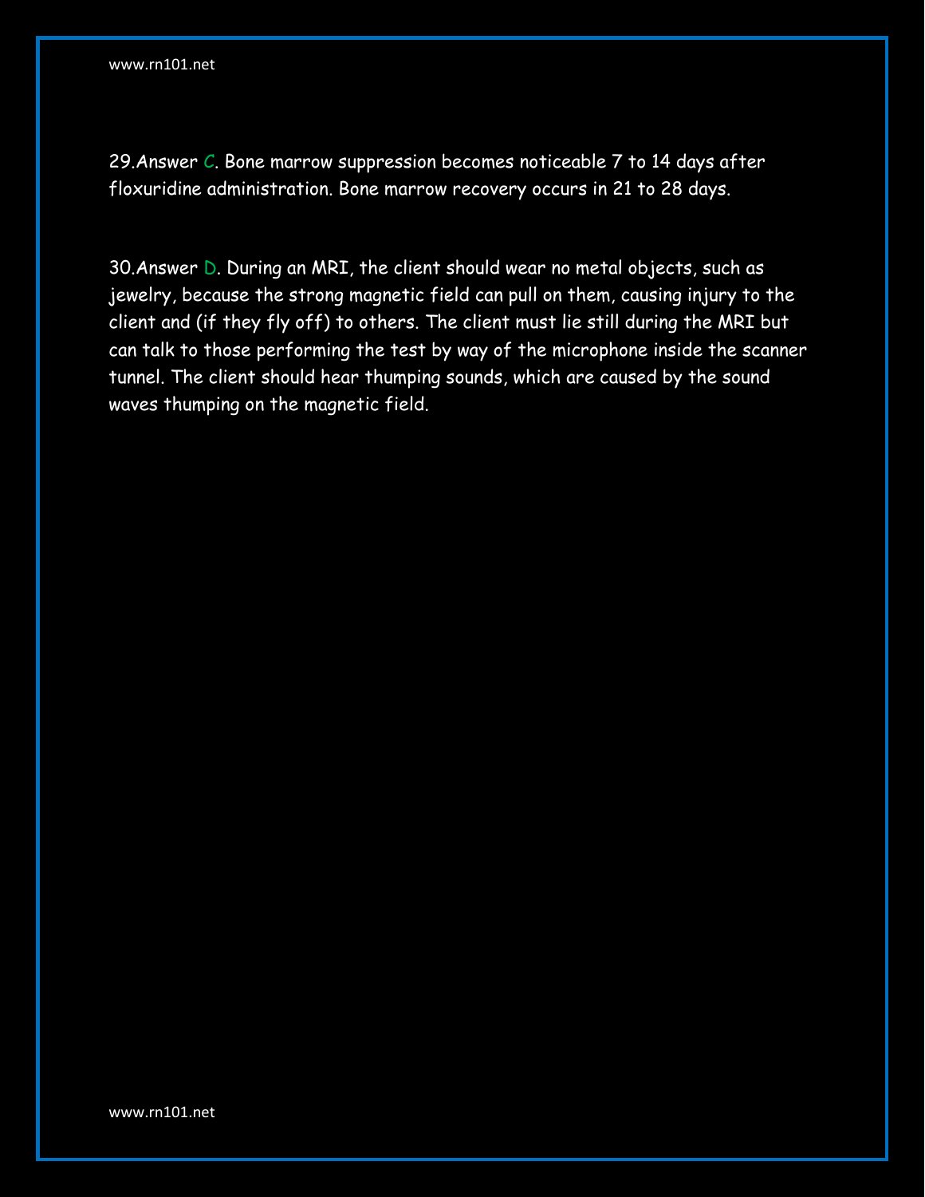29.Answer C. Bone marrow suppression becomes noticeable 7 to 14 days after floxuridine administration. Bone marrow recovery occurs in 21 to 28 days.

30.Answer D. During an MRI, the client should wear no metal objects, such as jewelry, because the strong magnetic field can pull on them, causing injury to the client and (if they fly off) to others. The client must lie still during the MRI but can talk to those performing the test by way of the microphone inside the scanner tunnel. The client should hear thumping sounds, which are caused by the sound waves thumping on the magnetic field.